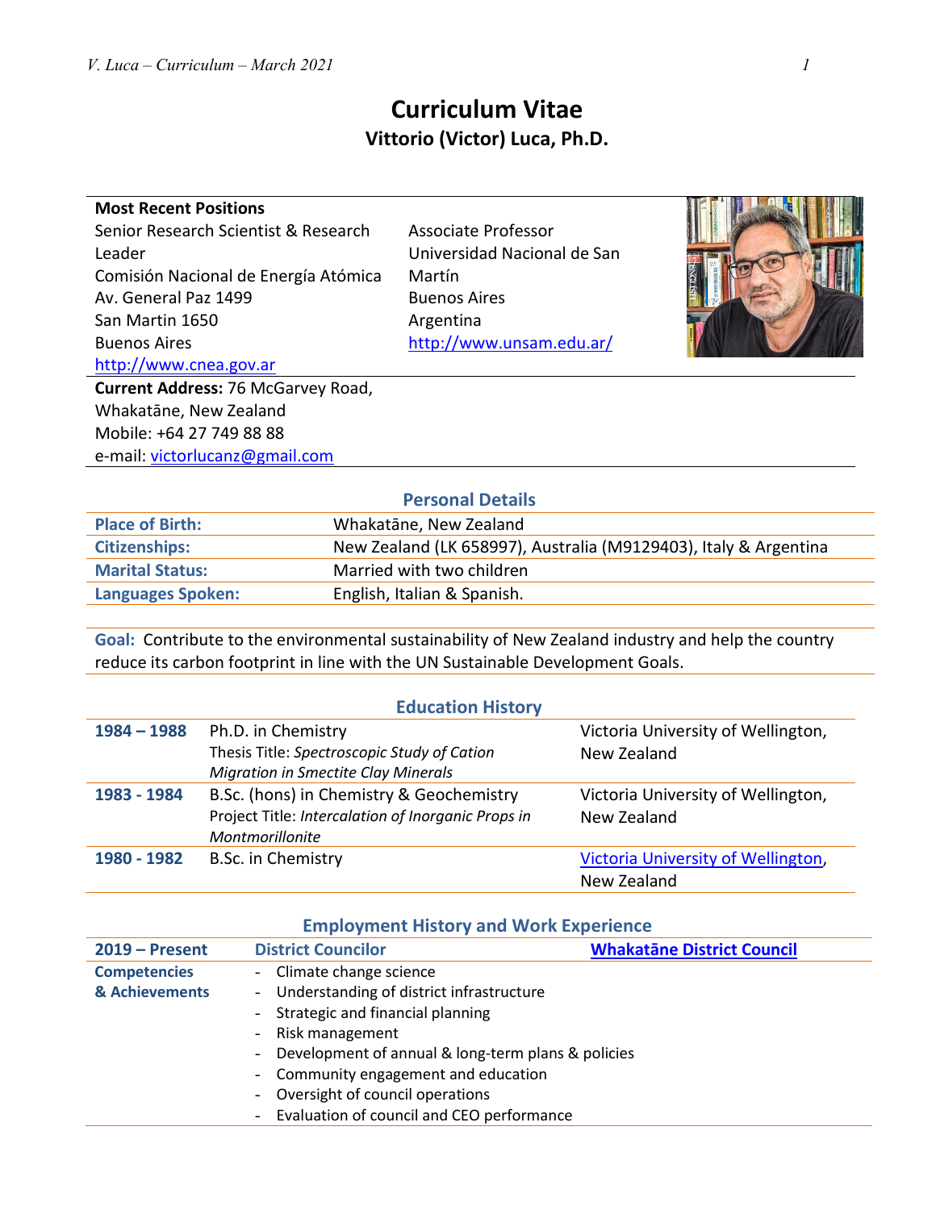# Curriculum Vitae

## Vittorio (Victor) Luca, Ph.D.

**Most Recent Positions**

Senior Research Scientist & Research Leader
Comisión Nacional de Energía Atómica
Av. General Paz 1499
San Martin 1650
Buenos Aires
http://www.cnea.gov.ar

Associate Professor
Universidad Nacional de San Martín
Buenos Aires
Argentina
http://www.unsam.edu.ar/

**Current Address:** 76 McGarvey Road,
Whakatāne, New Zealand
Mobile: +64 27 749 88 88
e-mail: victorlucanz@gmail.com

## Personal Details

| | |
|---|---|
| **Place of Birth:** | Whakatāne, New Zealand |
| **Citizenships:** | New Zealand (LK 658997), Australia (M9129403), Italy & Argentina |
| **Marital Status:** | Married with two children |
| **Languages Spoken:** | English, Italian & Spanish. |

**Goal:** Contribute to the environmental sustainability of New Zealand industry and help the country reduce its carbon footprint in line with the UN Sustainable Development Goals.

## Education History

| | | |
|---|---|---|
| **1984 – 1988** | Ph.D. in Chemistry<br>Thesis Title: *Spectroscopic Study of Cation Migration in Smectite Clay Minerals* | Victoria University of Wellington, New Zealand |
| **1983 - 1984** | B.Sc. (hons) in Chemistry & Geochemistry<br>Project Title: *Intercalation of Inorganic Props in Montmorillonite* | Victoria University of Wellington, New Zealand |
| **1980 - 1982** | B.Sc. in Chemistry | Victoria University of Wellington, New Zealand |

## Employment History and Work Experience

| | | |
|---|---|---|
| **2019 – Present** | **District Councilor** | **Whakatāne District Council** |

**Competencies & Achievements**

- Climate change science
- Understanding of district infrastructure
- Strategic and financial planning
- Risk management
- Development of annual & long-term plans & policies
- Community engagement and education
- Oversight of council operations
- Evaluation of council and CEO performance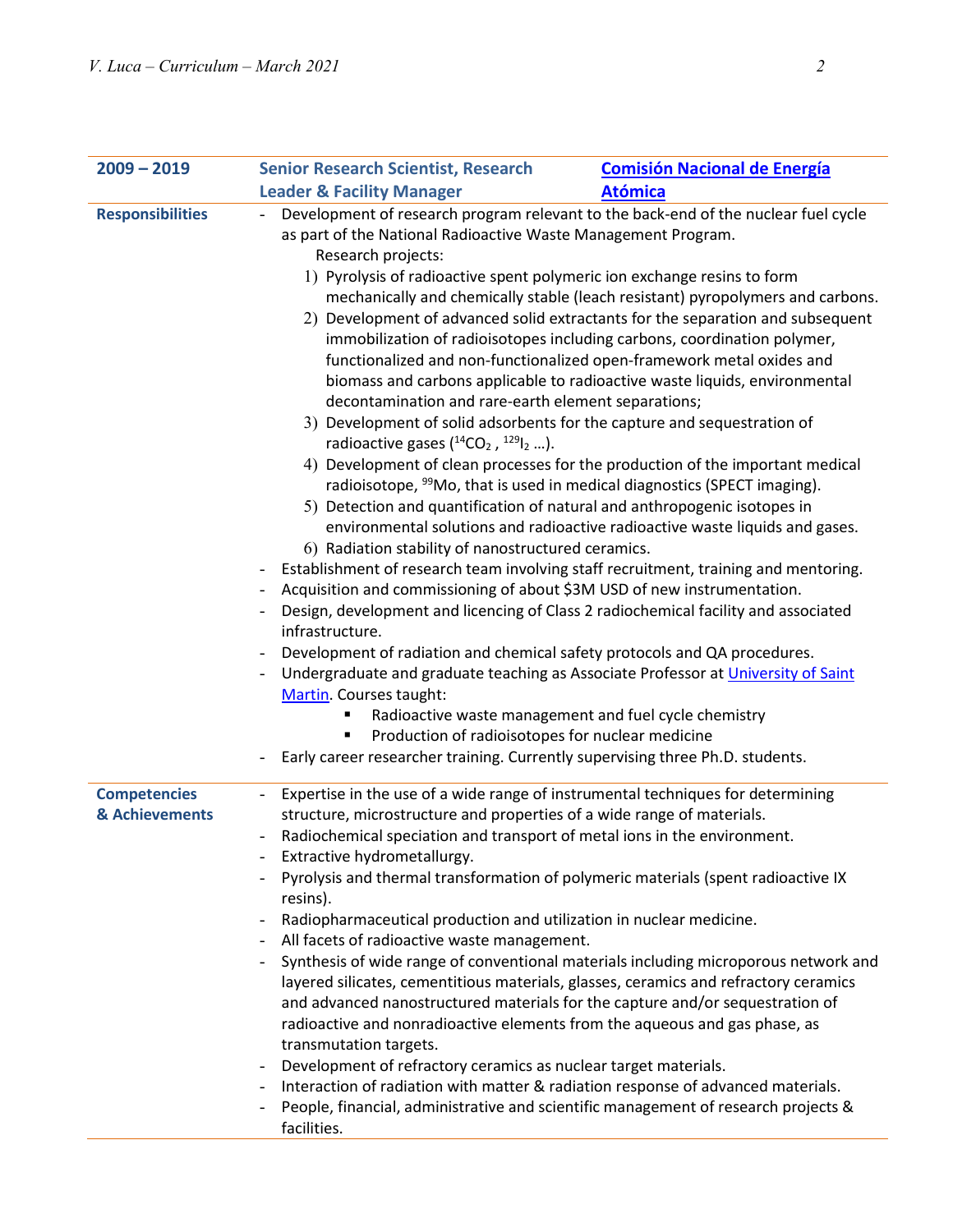| **2009 – 2019** | **Senior Research Scientist, Research Leader & Facility Manager** | **[Comisión Nacional de Energía Atómica]** |
|---|---|---|

**Responsibilities**

- Development of research program relevant to the back-end of the nuclear fuel cycle as part of the National Radioactive Waste Management Program.
  Research projects:
  1) Pyrolysis of radioactive spent polymeric ion exchange resins to form mechanically and chemically stable (leach resistant) pyropolymers and carbons.
  2) Development of advanced solid extractants for the separation and subsequent immobilization of radioisotopes including carbons, coordination polymer, functionalized and non-functionalized open-framework metal oxides and biomass and carbons applicable to radioactive waste liquids, environmental decontamination and rare-earth element separations;
  3) Development of solid adsorbents for the capture and sequestration of radioactive gases ($^{14}CO_2$ , $^{129}I_2$ …).
  4) Development of clean processes for the production of the important medical radioisotope, $^{99}Mo$, that is used in medical diagnostics (SPECT imaging).
  5) Detection and quantification of natural and anthropogenic isotopes in environmental solutions and radioactive radioactive waste liquids and gases.
  6) Radiation stability of nanostructured ceramics.
- Establishment of research team involving staff recruitment, training and mentoring.
- Acquisition and commissioning of about $3M USD of new instrumentation.
- Design, development and licencing of Class 2 radiochemical facility and associated infrastructure.
- Development of radiation and chemical safety protocols and QA procedures.
- Undergraduate and graduate teaching as Associate Professor at [University of Saint Martin]. Courses taught:
  - Radioactive waste management and fuel cycle chemistry
  - Production of radioisotopes for nuclear medicine
- Early career researcher training. Currently supervising three Ph.D. students.

**Competencies & Achievements**

- Expertise in the use of a wide range of instrumental techniques for determining structure, microstructure and properties of a wide range of materials.
- Radiochemical speciation and transport of metal ions in the environment.
- Extractive hydrometallurgy.
- Pyrolysis and thermal transformation of polymeric materials (spent radioactive IX resins).
- Radiopharmaceutical production and utilization in nuclear medicine.
- All facets of radioactive waste management.
- Synthesis of wide range of conventional materials including microporous network and layered silicates, cementitious materials, glasses, ceramics and refractory ceramics and advanced nanostructured materials for the capture and/or sequestration of radioactive and nonradioactive elements from the aqueous and gas phase, as transmutation targets.
- Development of refractory ceramics as nuclear target materials.
- Interaction of radiation with matter & radiation response of advanced materials.
- People, financial, administrative and scientific management of research projects & facilities.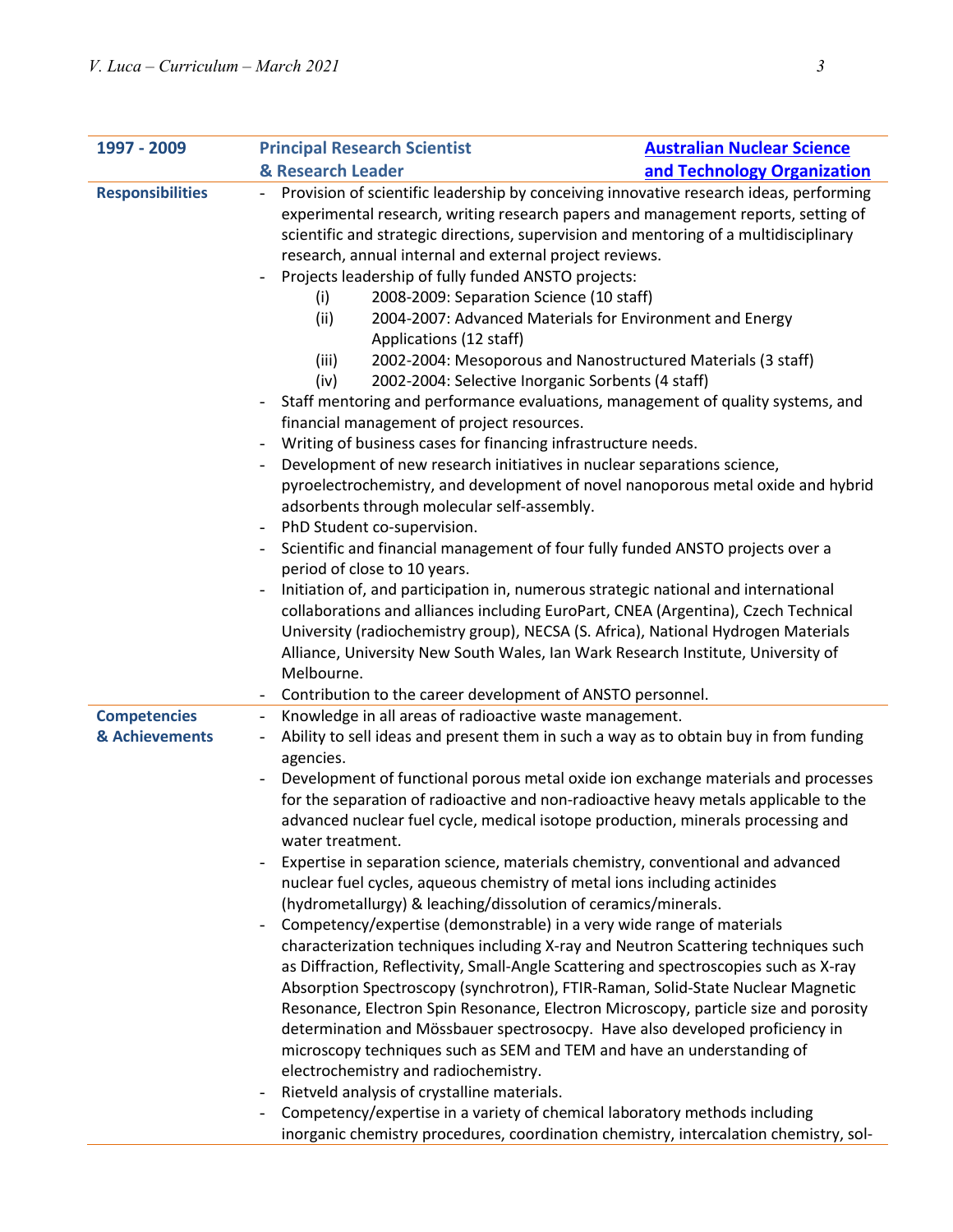| 1997 - 2009 | **Principal Research Scientist & Research Leader** | **[Australian Nuclear Science and Technology Organization]** |
|---|---|---|

**Responsibilities**

- Provision of scientific leadership by conceiving innovative research ideas, performing experimental research, writing research papers and management reports, setting of scientific and strategic directions, supervision and mentoring of a multidisciplinary research, annual internal and external project reviews.
- Projects leadership of fully funded ANSTO projects:
    - (i) 2008-2009: Separation Science (10 staff)
    - (ii) 2004-2007: Advanced Materials for Environment and Energy Applications (12 staff)
    - (iii) 2002-2004: Mesoporous and Nanostructured Materials (3 staff)
    - (iv) 2002-2004: Selective Inorganic Sorbents (4 staff)
- Staff mentoring and performance evaluations, management of quality systems, and financial management of project resources.
- Writing of business cases for financing infrastructure needs.
- Development of new research initiatives in nuclear separations science, pyroelectrochemistry, and development of novel nanoporous metal oxide and hybrid adsorbents through molecular self-assembly.
- PhD Student co-supervision.
- Scientific and financial management of four fully funded ANSTO projects over a period of close to 10 years.
- Initiation of, and participation in, numerous strategic national and international collaborations and alliances including EuroPart, CNEA (Argentina), Czech Technical University (radiochemistry group), NECSA (S. Africa), National Hydrogen Materials Alliance, University New South Wales, Ian Wark Research Institute, University of Melbourne.
- Contribution to the career development of ANSTO personnel.

**Competencies & Achievements**

- Knowledge in all areas of radioactive waste management.
- Ability to sell ideas and present them in such a way as to obtain buy in from funding agencies.
- Development of functional porous metal oxide ion exchange materials and processes for the separation of radioactive and non-radioactive heavy metals applicable to the advanced nuclear fuel cycle, medical isotope production, minerals processing and water treatment.
- Expertise in separation science, materials chemistry, conventional and advanced nuclear fuel cycles, aqueous chemistry of metal ions including actinides (hydrometallurgy) & leaching/dissolution of ceramics/minerals.
- Competency/expertise (demonstrable) in a very wide range of materials characterization techniques including X-ray and Neutron Scattering techniques such as Diffraction, Reflectivity, Small-Angle Scattering and spectroscopies such as X-ray Absorption Spectroscopy (synchrotron), FTIR-Raman, Solid-State Nuclear Magnetic Resonance, Electron Spin Resonance, Electron Microscopy, particle size and porosity determination and Mössbauer spectrosocpy. Have also developed proficiency in microscopy techniques such as SEM and TEM and have an understanding of electrochemistry and radiochemistry.
- Rietveld analysis of crystalline materials.
- Competency/expertise in a variety of chemical laboratory methods including inorganic chemistry procedures, coordination chemistry, intercalation chemistry, sol-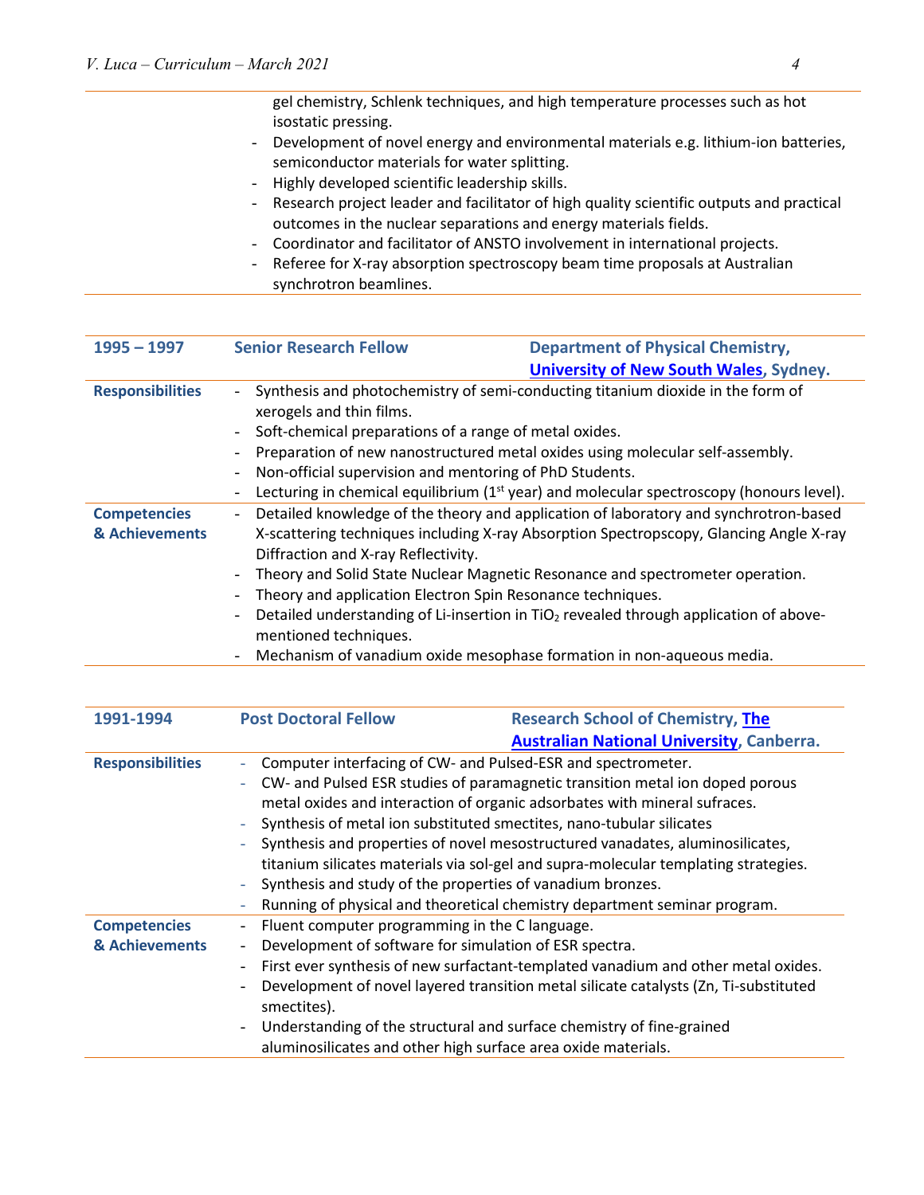- gel chemistry, Schlenk techniques, and high temperature processes such as hot isostatic pressing.
- Development of novel energy and environmental materials e.g. lithium-ion batteries, semiconductor materials for water splitting.
- Highly developed scientific leadership skills.
- Research project leader and facilitator of high quality scientific outputs and practical outcomes in the nuclear separations and energy materials fields.
- Coordinator and facilitator of ANSTO involvement in international projects.
- Referee for X-ray absorption spectroscopy beam time proposals at Australian synchrotron beamlines.

| **1995 – 1997** | **Senior Research Fellow** | **Department of Physical Chemistry, [University of New South Wales](), Sydney.** |
|---|---|---|
| **Responsibilities** | - Synthesis and photochemistry of semi-conducting titanium dioxide in the form of xerogels and thin films.<br>- Soft-chemical preparations of a range of metal oxides.<br>- Preparation of new nanostructured metal oxides using molecular self-assembly.<br>- Non-official supervision and mentoring of PhD Students.<br>- Lecturing in chemical equilibrium (1st year) and molecular spectroscopy (honours level). | |
| **Competencies & Achievements** | - Detailed knowledge of the theory and application of laboratory and synchrotron-based X-scattering techniques including X-ray Absorption Spectropscopy, Glancing Angle X-ray Diffraction and X-ray Reflectivity.<br>- Theory and Solid State Nuclear Magnetic Resonance and spectrometer operation.<br>- Theory and application Electron Spin Resonance techniques.<br>- Detailed understanding of Li-insertion in $TiO_2$ revealed through application of above-mentioned techniques.<br>- Mechanism of vanadium oxide mesophase formation in non-aqueous media. | |

| **1991-1994** | **Post Doctoral Fellow** | **Research School of Chemistry, [The Australian National University](), Canberra.** |
|---|---|---|
| **Responsibilities** | - Computer interfacing of CW- and Pulsed-ESR and spectrometer.<br>- CW- and Pulsed ESR studies of paramagnetic transition metal ion doped porous metal oxides and interaction of organic adsorbates with mineral sufraces.<br>- Synthesis of metal ion substituted smectites, nano-tubular silicates<br>- Synthesis and properties of novel mesostructured vanadates, aluminosilicates, titanium silicates materials via sol-gel and supra-molecular templating strategies.<br>- Synthesis and study of the properties of vanadium bronzes.<br>- Running of physical and theoretical chemistry department seminar program. | |
| **Competencies & Achievements** | - Fluent computer programming in the C language.<br>- Development of software for simulation of ESR spectra.<br>- First ever synthesis of new surfactant-templated vanadium and other metal oxides.<br>- Development of novel layered transition metal silicate catalysts (Zn, Ti-substituted smectites).<br>- Understanding of the structural and surface chemistry of fine-grained aluminosilicates and other high surface area oxide materials. | |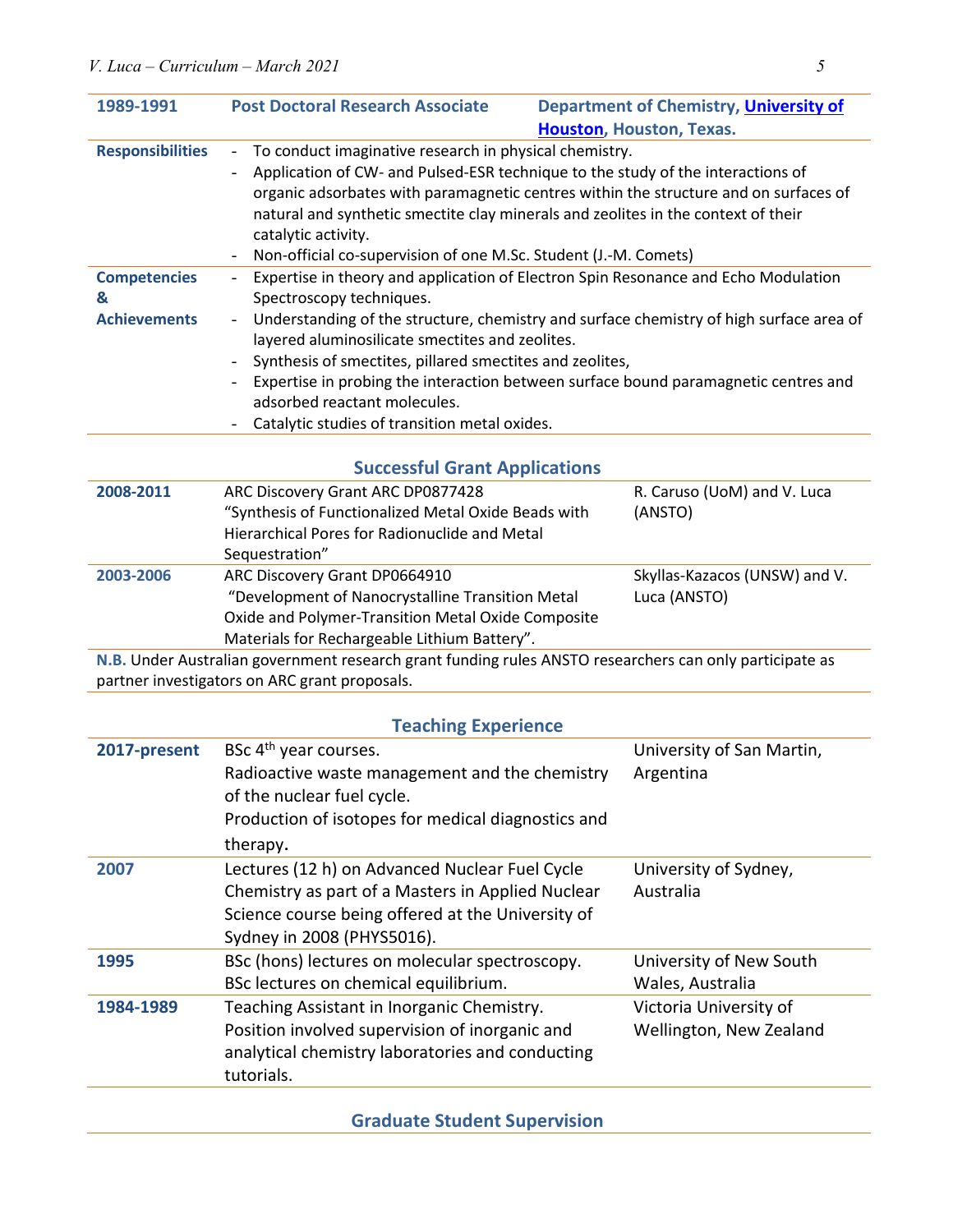| 1989-1991 | Post Doctoral Research Associate | Department of Chemistry, University of Houston, Houston, Texas. |
|---|---|---|
| **Responsibilities** | - To conduct imaginative research in physical chemistry.<br>- Application of CW- and Pulsed-ESR technique to the study of the interactions of organic adsorbates with paramagnetic centres within the structure and on surfaces of natural and synthetic smectite clay minerals and zeolites in the context of their catalytic activity.<br>- Non-official co-supervision of one M.Sc. Student (J.-M. Comets) | |
| **Competencies & Achievements** | - Expertise in theory and application of Electron Spin Resonance and Echo Modulation Spectroscopy techniques.<br>- Understanding of the structure, chemistry and surface chemistry of high surface area of layered aluminosilicate smectites and zeolites.<br>- Synthesis of smectites, pillared smectites and zeolites,<br>- Expertise in probing the interaction between surface bound paramagnetic centres and adsorbed reactant molecules.<br>- Catalytic studies of transition metal oxides. | |

## Successful Grant Applications

| | | |
|---|---|---|
| **2008-2011** | ARC Discovery Grant ARC DP0877428<br>"Synthesis of Functionalized Metal Oxide Beads with Hierarchical Pores for Radionuclide and Metal Sequestration" | R. Caruso (UoM) and V. Luca (ANSTO) |
| **2003-2006** | ARC Discovery Grant DP0664910<br>"Development of Nanocrystalline Transition Metal Oxide and Polymer-Transition Metal Oxide Composite Materials for Rechargeable Lithium Battery". | Skyllas-Kazacos (UNSW) and V. Luca (ANSTO) |

**N.B.** Under Australian government research grant funding rules ANSTO researchers can only participate as partner investigators on ARC grant proposals.

## Teaching Experience

| | | |
|---|---|---|
| **2017-present** | BSc 4th year courses.<br>Radioactive waste management and the chemistry of the nuclear fuel cycle.<br>Production of isotopes for medical diagnostics and therapy. | University of San Martin, Argentina |
| **2007** | Lectures (12 h) on Advanced Nuclear Fuel Cycle Chemistry as part of a Masters in Applied Nuclear Science course being offered at the University of Sydney in 2008 (PHYS5016). | University of Sydney, Australia |
| **1995** | BSc (hons) lectures on molecular spectroscopy.<br>BSc lectures on chemical equilibrium. | University of New South Wales, Australia |
| **1984-1989** | Teaching Assistant in Inorganic Chemistry.<br>Position involved supervision of inorganic and analytical chemistry laboratories and conducting tutorials. | Victoria University of Wellington, New Zealand |

## Graduate Student Supervision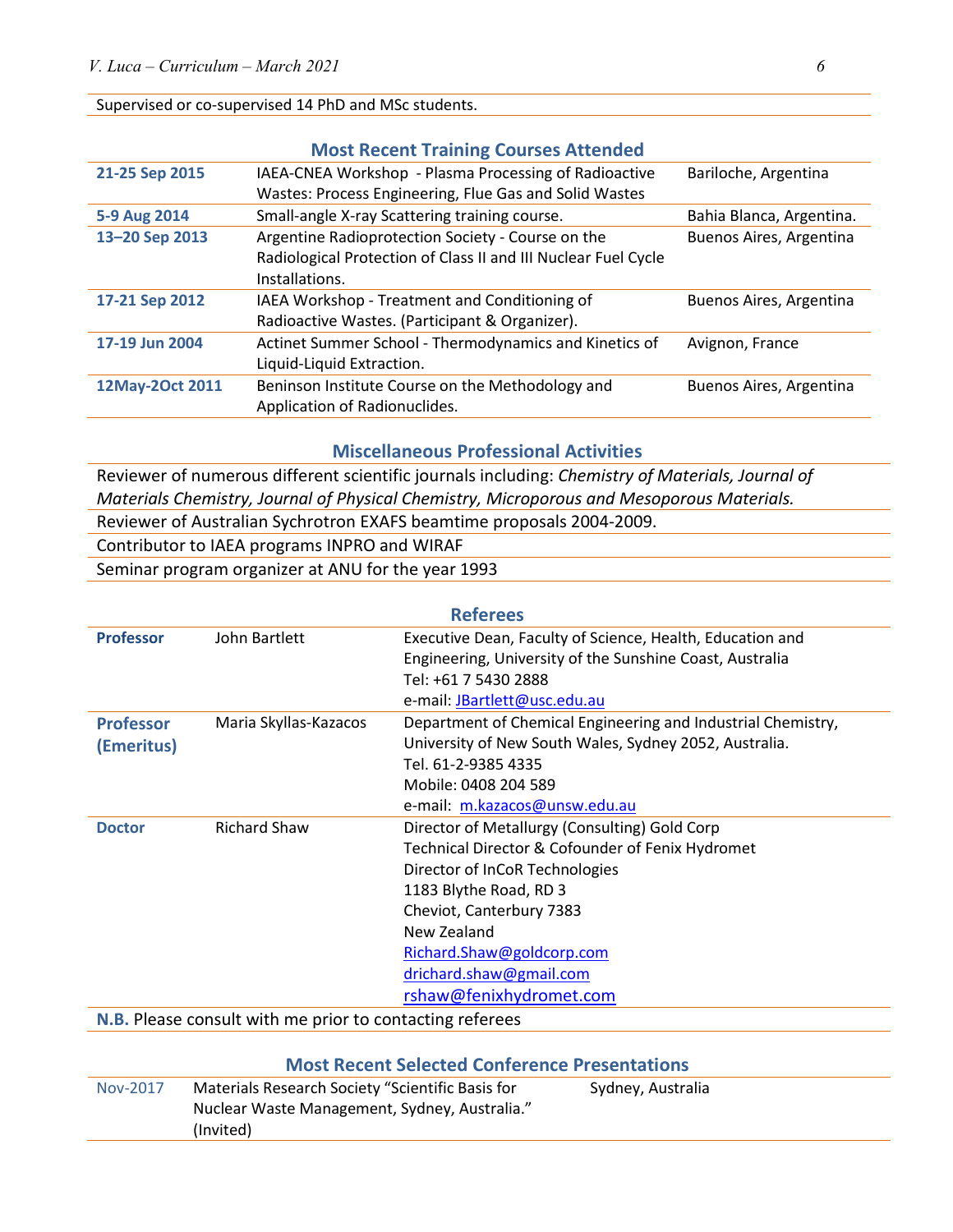Supervised or co-supervised 14 PhD and MSc students.

## Most Recent Training Courses Attended

| | | |
|---|---|---|
| **21-25 Sep 2015** | IAEA-CNEA Workshop - Plasma Processing of Radioactive Wastes: Process Engineering, Flue Gas and Solid Wastes | Bariloche, Argentina |
| **5-9 Aug 2014** | Small-angle X-ray Scattering training course. | Bahia Blanca, Argentina. |
| **13–20 Sep 2013** | Argentine Radioprotection Society - Course on the Radiological Protection of Class II and III Nuclear Fuel Cycle Installations. | Buenos Aires, Argentina |
| **17-21 Sep 2012** | IAEA Workshop - Treatment and Conditioning of Radioactive Wastes. (Participant & Organizer). | Buenos Aires, Argentina |
| **17-19 Jun 2004** | Actinet Summer School - Thermodynamics and Kinetics of Liquid-Liquid Extraction. | Avignon, France |
| **12May-2Oct 2011** | Beninson Institute Course on the Methodology and Application of Radionuclides. | Buenos Aires, Argentina |

## Miscellaneous Professional Activities

Reviewer of numerous different scientific journals including: *Chemistry of Materials, Journal of Materials Chemistry, Journal of Physical Chemistry, Microporous and Mesoporous Materials.*

Reviewer of Australian Sychrotron EXAFS beamtime proposals 2004-2009.

Contributor to IAEA programs INPRO and WIRAF

Seminar program organizer at ANU for the year 1993

## Referees

| | | |
|---|---|---|
| **Professor** | John Bartlett | Executive Dean, Faculty of Science, Health, Education and Engineering, University of the Sunshine Coast, Australia<br>Tel: +61 7 5430 2888<br>e-mail: JBartlett@usc.edu.au |
| **Professor (Emeritus)** | Maria Skyllas-Kazacos | Department of Chemical Engineering and Industrial Chemistry, University of New South Wales, Sydney 2052, Australia.<br>Tel. 61-2-9385 4335<br>Mobile: 0408 204 589<br>e-mail: m.kazacos@unsw.edu.au |
| **Doctor** | Richard Shaw | Director of Metallurgy (Consulting) Gold Corp<br>Technical Director & Cofounder of Fenix Hydromet<br>Director of InCoR Technologies<br>1183 Blythe Road, RD 3<br>Cheviot, Canterbury 7383<br>New Zealand<br>Richard.Shaw@goldcorp.com<br>drichard.shaw@gmail.com<br>rshaw@fenixhydromet.com |

**N.B.** Please consult with me prior to contacting referees

## Most Recent Selected Conference Presentations

| | | |
|---|---|---|
| Nov-2017 | Materials Research Society "Scientific Basis for Nuclear Waste Management, Sydney, Australia." (Invited) | Sydney, Australia |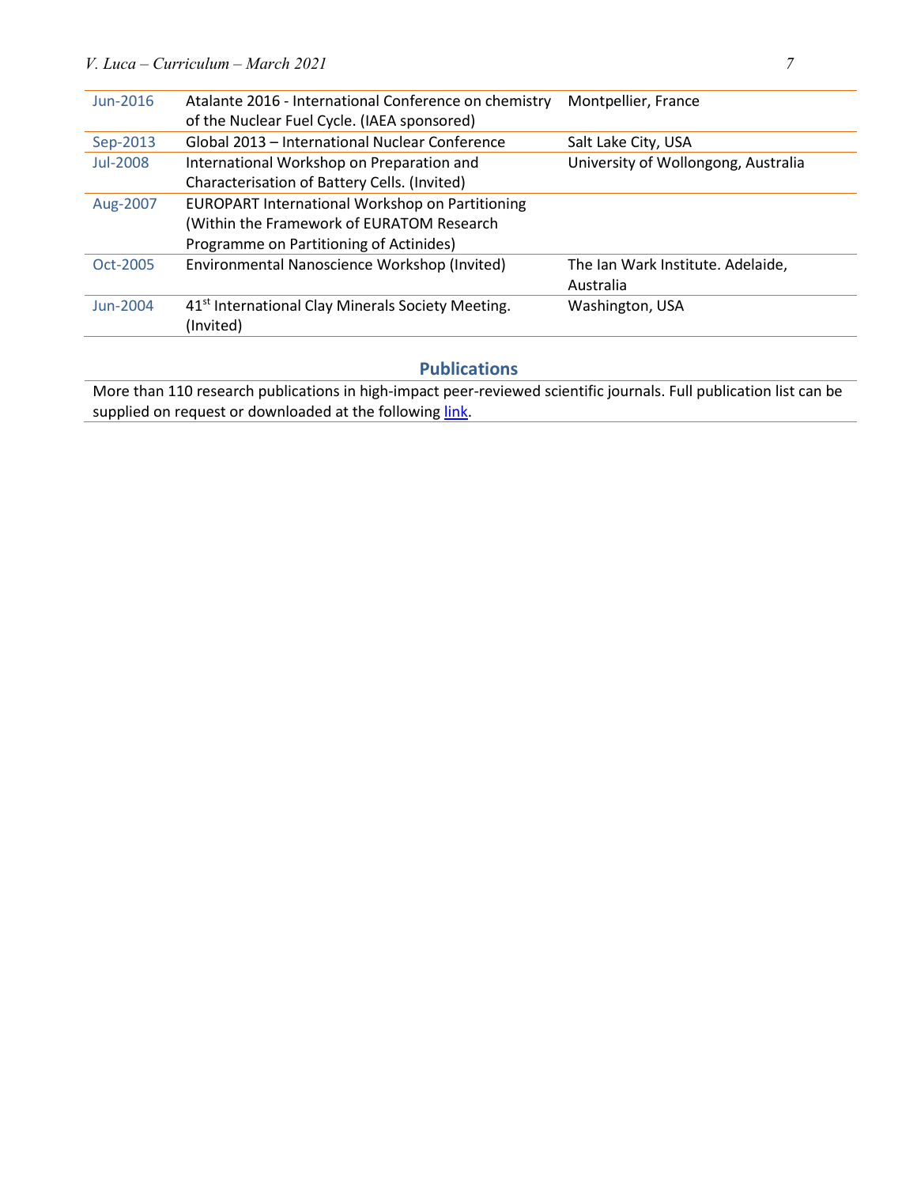| | | |
|---|---|---|
| Jun-2016 | Atalante 2016 - International Conference on chemistry of the Nuclear Fuel Cycle. (IAEA sponsored) | Montpellier, France |
| Sep-2013 | Global 2013 – International Nuclear Conference | Salt Lake City, USA |
| Jul-2008 | International Workshop on Preparation and Characterisation of Battery Cells. (Invited) | University of Wollongong, Australia |
| Aug-2007 | EUROPART International Workshop on Partitioning (Within the Framework of EURATOM Research Programme on Partitioning of Actinides) | |
| Oct-2005 | Environmental Nanoscience Workshop (Invited) | The Ian Wark Institute. Adelaide, Australia |
| Jun-2004 | 41st International Clay Minerals Society Meeting. (Invited) | Washington, USA |

## Publications

More than 110 research publications in high-impact peer-reviewed scientific journals. Full publication list can be supplied on request or downloaded at the following link.